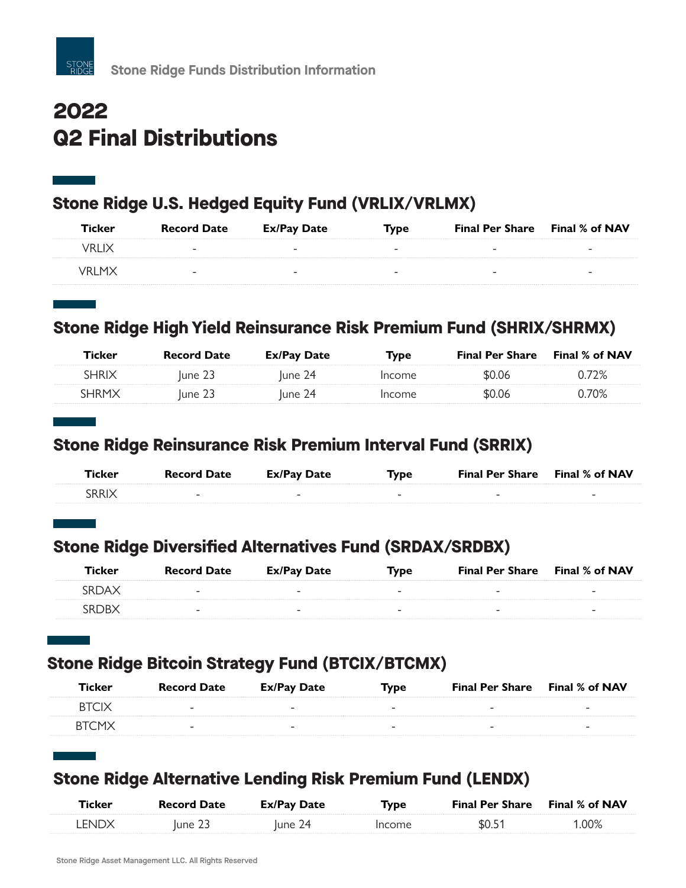Stone Ridge Funds Distribution Information

# 2022
# Q2 Final Distributions

## Stone Ridge U.S. Hedged Equity Fund (VRLIX/VRLMX)

| Ticker | Record Date | Ex/Pay Date | Type | Final Per Share | Final % of NAV |
|---|---|---|---|---|---|
| VRLIX | - | - | - | - | - |
| VRLMX | - | - | - | - | - |

## Stone Ridge High Yield Reinsurance Risk Premium Fund (SHRIX/SHRMX)

| Ticker | Record Date | Ex/Pay Date | Type | Final Per Share | Final % of NAV |
|---|---|---|---|---|---|
| SHRIX | June 23 | June 24 | Income | $0.06 | 0.72% |
| SHRMX | June 23 | June 24 | Income | $0.06 | 0.70% |

## Stone Ridge Reinsurance Risk Premium Interval Fund (SRRIX)

| Ticker | Record Date | Ex/Pay Date | Type | Final Per Share | Final % of NAV |
|---|---|---|---|---|---|
| SRRIX | - | - | - | - | - |

## Stone Ridge Diversified Alternatives Fund (SRDAX/SRDBX)

| Ticker | Record Date | Ex/Pay Date | Type | Final Per Share | Final % of NAV |
|---|---|---|---|---|---|
| SRDAX | - | - | - | - | - |
| SRDBX | - | - | - | - | - |

## Stone Ridge Bitcoin Strategy Fund (BTCIX/BTCMX)

| Ticker | Record Date | Ex/Pay Date | Type | Final Per Share | Final % of NAV |
|---|---|---|---|---|---|
| BTCIX | - | - | - | - | - |
| BTCMX | - | - | - | - | - |

## Stone Ridge Alternative Lending Risk Premium Fund (LENDX)

| Ticker | Record Date | Ex/Pay Date | Type | Final Per Share | Final % of NAV |
|---|---|---|---|---|---|
| LENDX | June 23 | June 24 | Income | $0.51 | 1.00% |

Stone Ridge Asset Management LLC. All Rights Reserved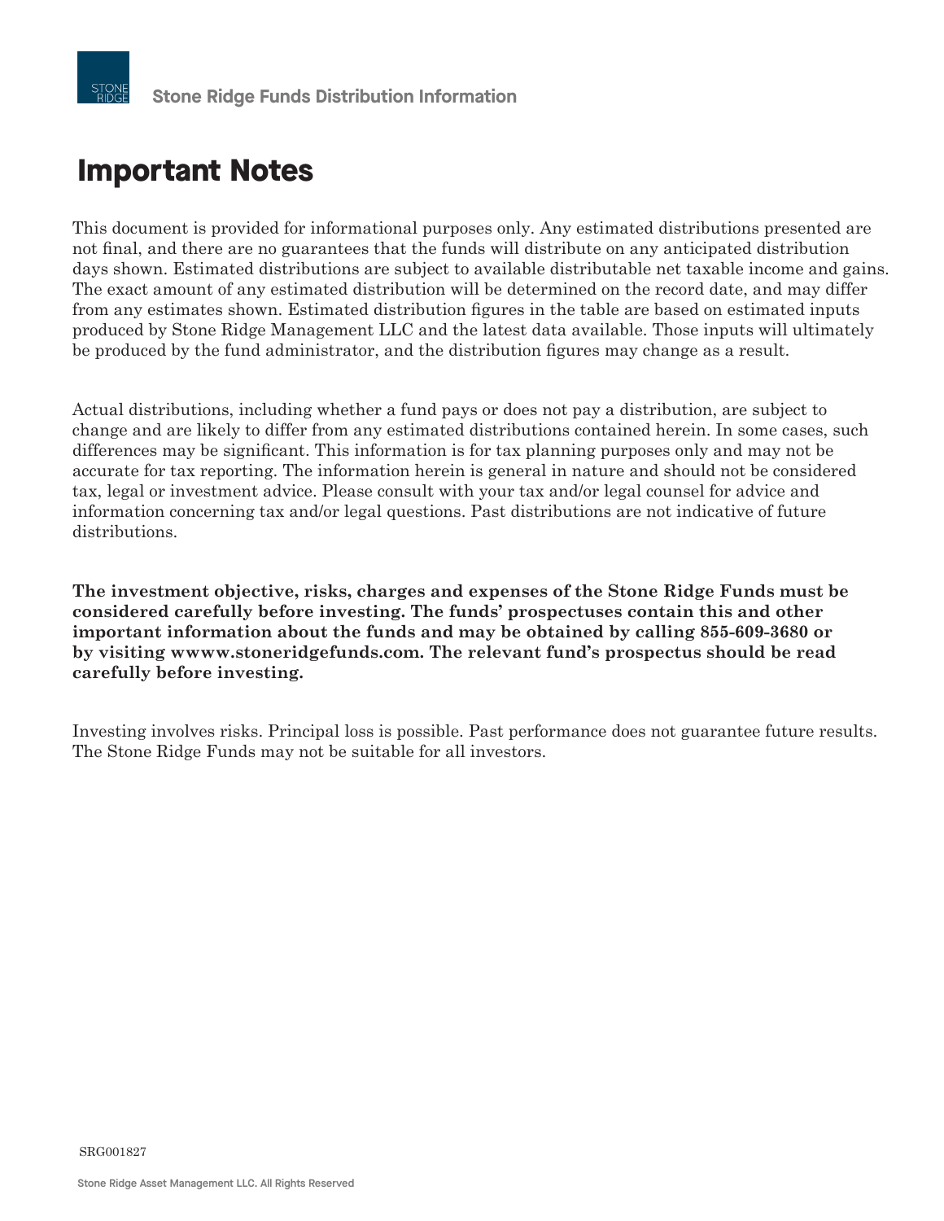# Important Notes

This document is provided for informational purposes only. Any estimated distributions presented are not final, and there are no guarantees that the funds will distribute on any anticipated distribution days shown. Estimated distributions are subject to available distributable net taxable income and gains. The exact amount of any estimated distribution will be determined on the record date, and may differ from any estimates shown. Estimated distribution figures in the table are based on estimated inputs produced by Stone Ridge Management LLC and the latest data available. Those inputs will ultimately be produced by the fund administrator, and the distribution figures may change as a result.

Actual distributions, including whether a fund pays or does not pay a distribution, are subject to change and are likely to differ from any estimated distributions contained herein. In some cases, such differences may be significant. This information is for tax planning purposes only and may not be accurate for tax reporting. The information herein is general in nature and should not be considered tax, legal or investment advice. Please consult with your tax and/or legal counsel for advice and information concerning tax and/or legal questions. Past distributions are not indicative of future distributions.

**The investment objective, risks, charges and expenses of the Stone Ridge Funds must be considered carefully before investing. The funds' prospectuses contain this and other important information about the funds and may be obtained by calling 855-609-3680 or by visiting wwww.stoneridgefunds.com. The relevant fund's prospectus should be read carefully before investing.**

Investing involves risks. Principal loss is possible. Past performance does not guarantee future results. The Stone Ridge Funds may not be suitable for all investors.

SRG001827

Stone Ridge Asset Management LLC. All Rights Reserved